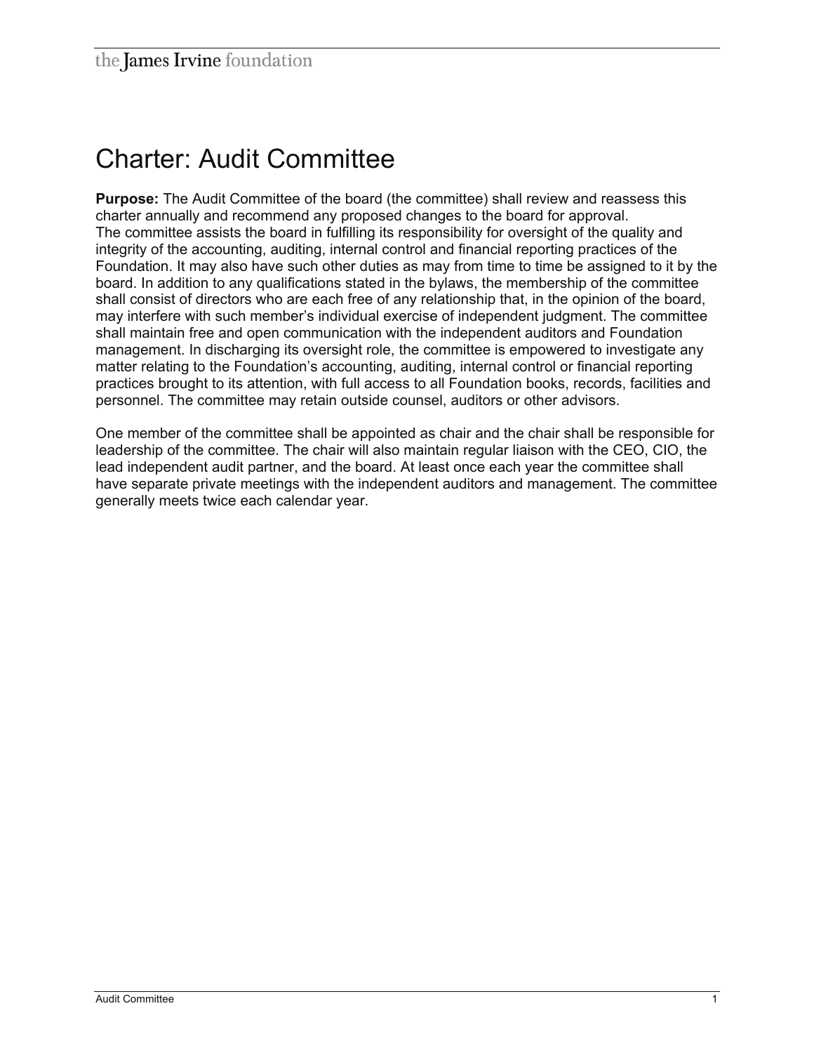# Charter: Audit Committee

**Purpose:** The Audit Committee of the board (the committee) shall review and reassess this charter annually and recommend any proposed changes to the board for approval.
The committee assists the board in fulfilling its responsibility for oversight of the quality and integrity of the accounting, auditing, internal control and financial reporting practices of the Foundation. It may also have such other duties as may from time to time be assigned to it by the board. In addition to any qualifications stated in the bylaws, the membership of the committee shall consist of directors who are each free of any relationship that, in the opinion of the board, may interfere with such member's individual exercise of independent judgment. The committee shall maintain free and open communication with the independent auditors and Foundation management. In discharging its oversight role, the committee is empowered to investigate any matter relating to the Foundation's accounting, auditing, internal control or financial reporting practices brought to its attention, with full access to all Foundation books, records, facilities and personnel. The committee may retain outside counsel, auditors or other advisors.

One member of the committee shall be appointed as chair and the chair shall be responsible for leadership of the committee. The chair will also maintain regular liaison with the CEO, CIO, the lead independent audit partner, and the board. At least once each year the committee shall have separate private meetings with the independent auditors and management. The committee generally meets twice each calendar year.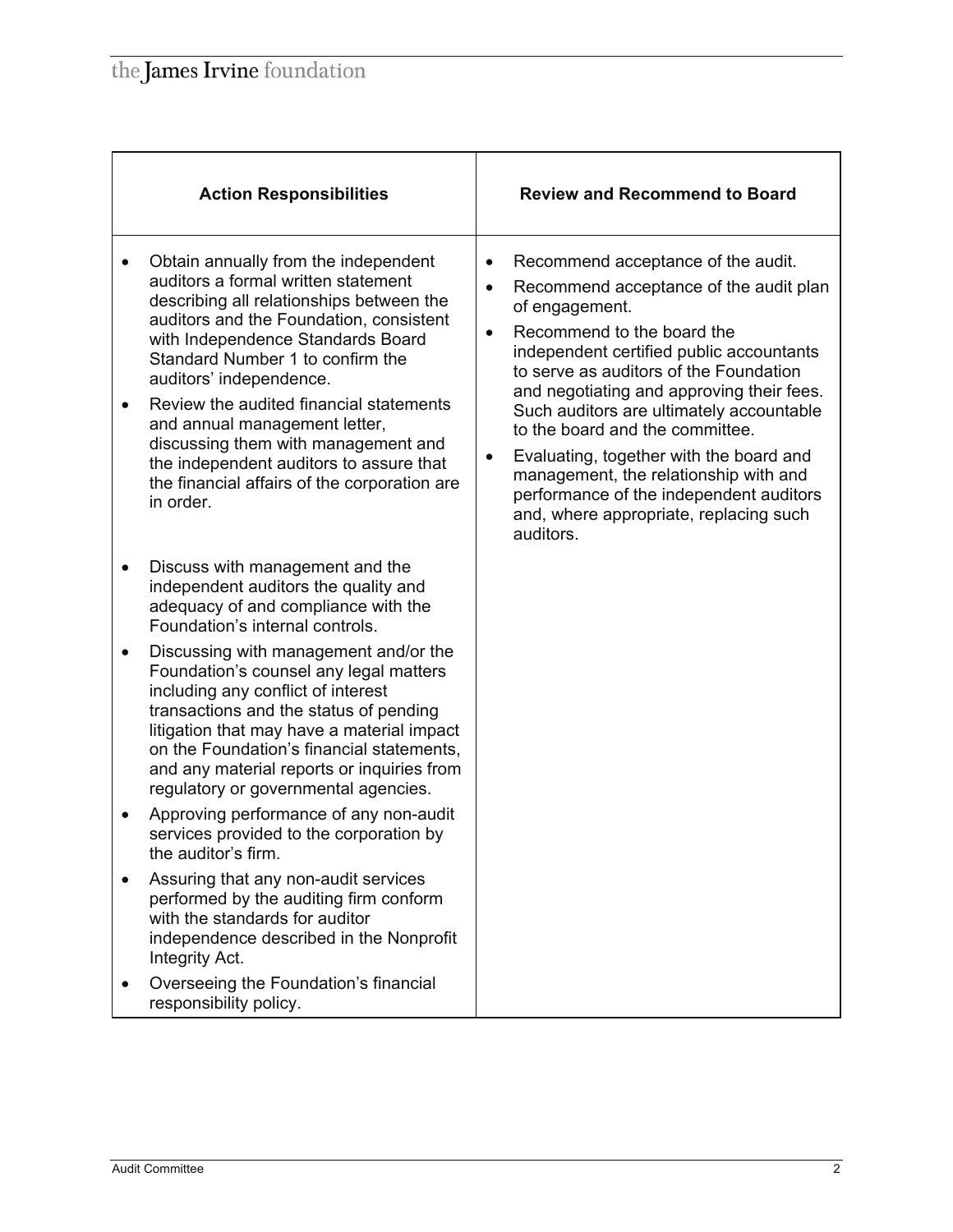| Action Responsibilities | Review and Recommend to Board |
|---|---|
| • Obtain annually from the independent auditors a formal written statement describing all relationships between the auditors and the Foundation, consistent with Independence Standards Board Standard Number 1 to confirm the auditors' independence.<br>• Review the audited financial statements and annual management letter, discussing them with management and the independent auditors to assure that the financial affairs of the corporation are in order.<br><br>• Discuss with management and the independent auditors the quality and adequacy of and compliance with the Foundation's internal controls.<br>• Discussing with management and/or the Foundation's counsel any legal matters including any conflict of interest transactions and the status of pending litigation that may have a material impact on the Foundation's financial statements, and any material reports or inquiries from regulatory or governmental agencies.<br>• Approving performance of any non-audit services provided to the corporation by the auditor's firm.<br>• Assuring that any non-audit services performed by the auditing firm conform with the standards for auditor independence described in the Nonprofit Integrity Act.<br>• Overseeing the Foundation's financial responsibility policy. | • Recommend acceptance of the audit.<br>• Recommend acceptance of the audit plan of engagement.<br>• Recommend to the board the independent certified public accountants to serve as auditors of the Foundation and negotiating and approving their fees. Such auditors are ultimately accountable to the board and the committee.<br>• Evaluating, together with the board and management, the relationship with and performance of the independent auditors and, where appropriate, replacing such auditors. |